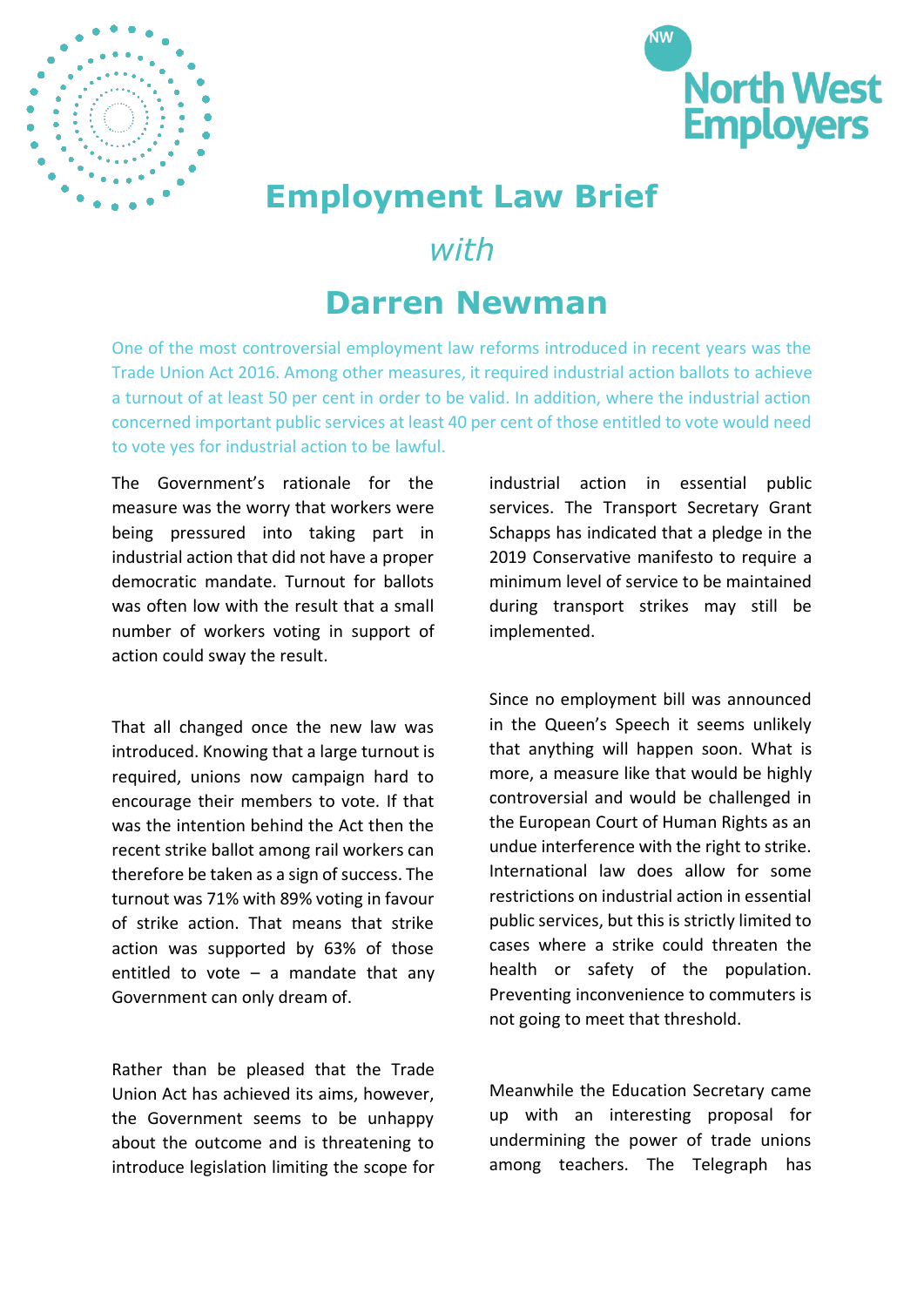# Employment Law Brief

*with*

# Darren Newman

One of the most controversial employment law reforms introduced in recent years was the Trade Union Act 2016. Among other measures, it required industrial action ballots to achieve a turnout of at least 50 per cent in order to be valid. In addition, where the industrial action concerned important public services at least 40 per cent of those entitled to vote would need to vote yes for industrial action to be lawful.

The Government's rationale for the measure was the worry that workers were being pressured into taking part in industrial action that did not have a proper democratic mandate. Turnout for ballots was often low with the result that a small number of workers voting in support of action could sway the result.

That all changed once the new law was introduced. Knowing that a large turnout is required, unions now campaign hard to encourage their members to vote. If that was the intention behind the Act then the recent strike ballot among rail workers can therefore be taken as a sign of success. The turnout was 71% with 89% voting in favour of strike action. That means that strike action was supported by 63% of those entitled to vote – a mandate that any Government can only dream of.

Rather than be pleased that the Trade Union Act has achieved its aims, however, the Government seems to be unhappy about the outcome and is threatening to introduce legislation limiting the scope for industrial action in essential public services. The Transport Secretary Grant Schapps has indicated that a pledge in the 2019 Conservative manifesto to require a minimum level of service to be maintained during transport strikes may still be implemented.

Since no employment bill was announced in the Queen's Speech it seems unlikely that anything will happen soon. What is more, a measure like that would be highly controversial and would be challenged in the European Court of Human Rights as an undue interference with the right to strike. International law does allow for some restrictions on industrial action in essential public services, but this is strictly limited to cases where a strike could threaten the health or safety of the population. Preventing inconvenience to commuters is not going to meet that threshold.

Meanwhile the Education Secretary came up with an interesting proposal for undermining the power of trade unions among teachers. The Telegraph has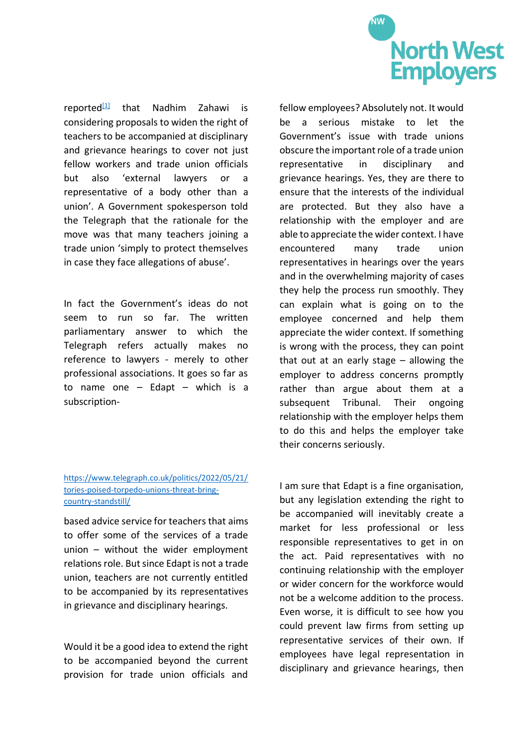reported[1] that Nadhim Zahawi is considering proposals to widen the right of teachers to be accompanied at disciplinary and grievance hearings to cover not just fellow workers and trade union officials but also 'external lawyers or a representative of a body other than a union'. A Government spokesperson told the Telegraph that the rationale for the move was that many teachers joining a trade union 'simply to protect themselves in case they face allegations of abuse'.

In fact the Government's ideas do not seem to run so far. The written parliamentary answer to which the Telegraph refers actually makes no reference to lawyers - merely to other professional associations. It goes so far as to name one – Edapt – which is a subscription-based advice service for teachers that aims to offer some of the services of a trade union – without the wider employment relations role. But since Edapt is not a trade union, teachers are not currently entitled to be accompanied by its representatives in grievance and disciplinary hearings.

Would it be a good idea to extend the right to be accompanied beyond the current provision for trade union officials and fellow employees? Absolutely not. It would be a serious mistake to let the Government's issue with trade unions obscure the important role of a trade union representative in disciplinary and grievance hearings. Yes, they are there to ensure that the interests of the individual are protected. But they also have a relationship with the employer and are able to appreciate the wider context. I have encountered many trade union representatives in hearings over the years and in the overwhelming majority of cases they help the process run smoothly. They can explain what is going on to the employee concerned and help them appreciate the wider context. If something is wrong with the process, they can point that out at an early stage – allowing the employer to address concerns promptly rather than argue about them at a subsequent Tribunal. Their ongoing relationship with the employer helps them to do this and helps the employer take their concerns seriously.

I am sure that Edapt is a fine organisation, but any legislation extending the right to be accompanied will inevitably create a market for less professional or less responsible representatives to get in on the act. Paid representatives with no continuing relationship with the employer or wider concern for the workforce would not be a welcome addition to the process. Even worse, it is difficult to see how you could prevent law firms from setting up representative services of their own. If employees have legal representation in disciplinary and grievance hearings, then

[1] https://www.telegraph.co.uk/politics/2022/05/21/tories-poised-torpedo-unions-threat-bring-country-standstill/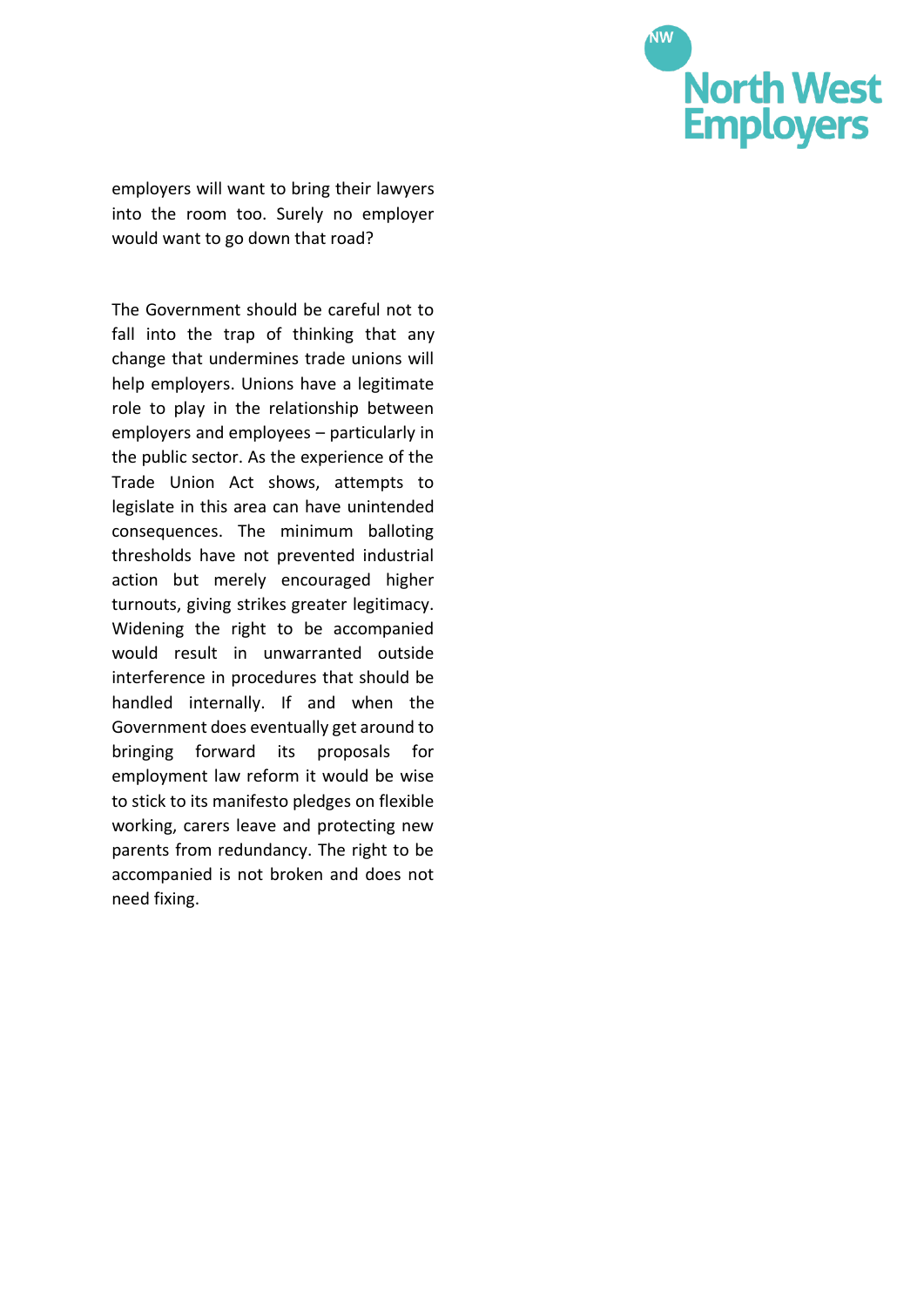employers will want to bring their lawyers into the room too. Surely no employer would want to go down that road?

The Government should be careful not to fall into the trap of thinking that any change that undermines trade unions will help employers. Unions have a legitimate role to play in the relationship between employers and employees – particularly in the public sector. As the experience of the Trade Union Act shows, attempts to legislate in this area can have unintended consequences. The minimum balloting thresholds have not prevented industrial action but merely encouraged higher turnouts, giving strikes greater legitimacy. Widening the right to be accompanied would result in unwarranted outside interference in procedures that should be handled internally. If and when the Government does eventually get around to bringing forward its proposals for employment law reform it would be wise to stick to its manifesto pledges on flexible working, carers leave and protecting new parents from redundancy. The right to be accompanied is not broken and does not need fixing.